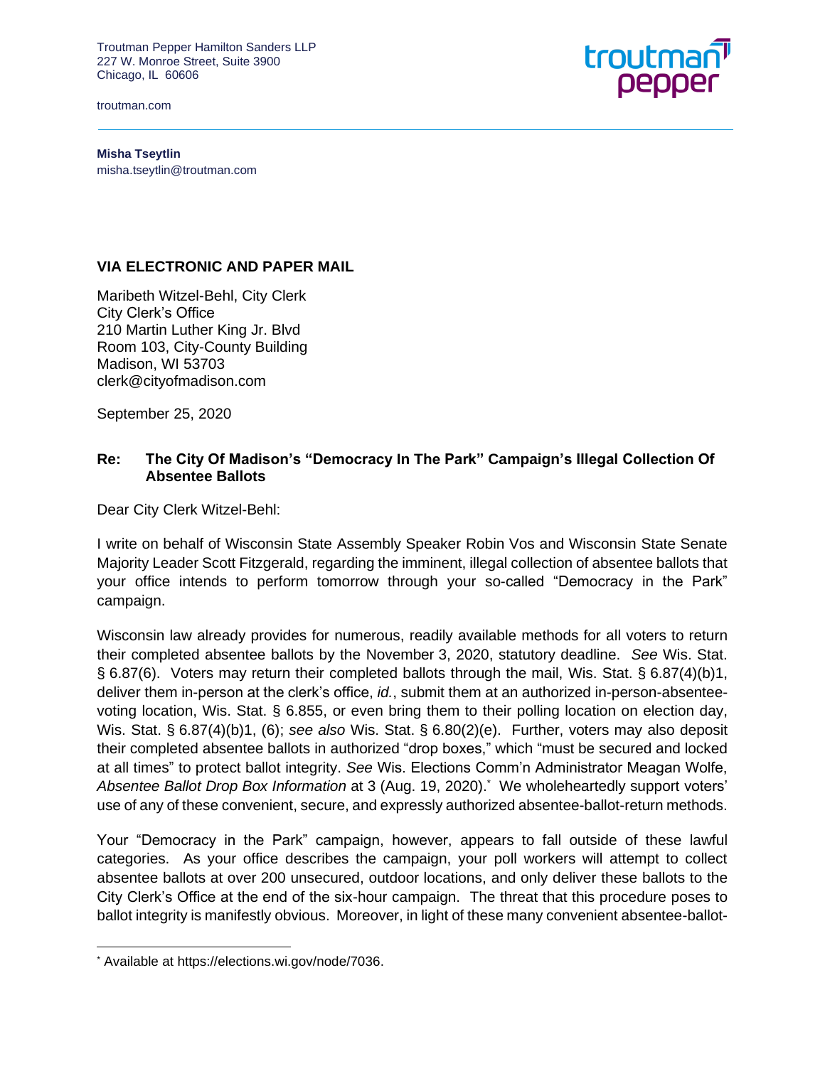Troutman Pepper Hamilton Sanders LLP
227 W. Monroe Street, Suite 3900
Chicago, IL 60606

troutman.com

troutman pepper

**Misha Tseytlin**
misha.tseytlin@troutman.com

**VIA ELECTRONIC AND PAPER MAIL**

Maribeth Witzel-Behl, City Clerk
City Clerk's Office
210 Martin Luther King Jr. Blvd
Room 103, City-County Building
Madison, WI 53703
clerk@cityofmadison.com

September 25, 2020

**Re: The City Of Madison's "Democracy In The Park" Campaign's Illegal Collection Of Absentee Ballots**

Dear City Clerk Witzel-Behl:

I write on behalf of Wisconsin State Assembly Speaker Robin Vos and Wisconsin State Senate Majority Leader Scott Fitzgerald, regarding the imminent, illegal collection of absentee ballots that your office intends to perform tomorrow through your so-called "Democracy in the Park" campaign.

Wisconsin law already provides for numerous, readily available methods for all voters to return their completed absentee ballots by the November 3, 2020, statutory deadline. *See* Wis. Stat. § 6.87(6). Voters may return their completed ballots through the mail, Wis. Stat. § 6.87(4)(b)1, deliver them in-person at the clerk's office, *id.*, submit them at an authorized in-person-absentee-voting location, Wis. Stat. § 6.855, or even bring them to their polling location on election day, Wis. Stat. § 6.87(4)(b)1, (6); *see also* Wis. Stat. § 6.80(2)(e). Further, voters may also deposit their completed absentee ballots in authorized "drop boxes," which "must be secured and locked at all times" to protect ballot integrity. *See* Wis. Elections Comm'n Administrator Meagan Wolfe, *Absentee Ballot Drop Box Information* at 3 (Aug. 19, 2020).* We wholeheartedly support voters' use of any of these convenient, secure, and expressly authorized absentee-ballot-return methods.

Your "Democracy in the Park" campaign, however, appears to fall outside of these lawful categories. As your office describes the campaign, your poll workers will attempt to collect absentee ballots at over 200 unsecured, outdoor locations, and only deliver these ballots to the City Clerk's Office at the end of the six-hour campaign. The threat that this procedure poses to ballot integrity is manifestly obvious. Moreover, in light of these many convenient absentee-ballot-

\* Available at https://elections.wi.gov/node/7036.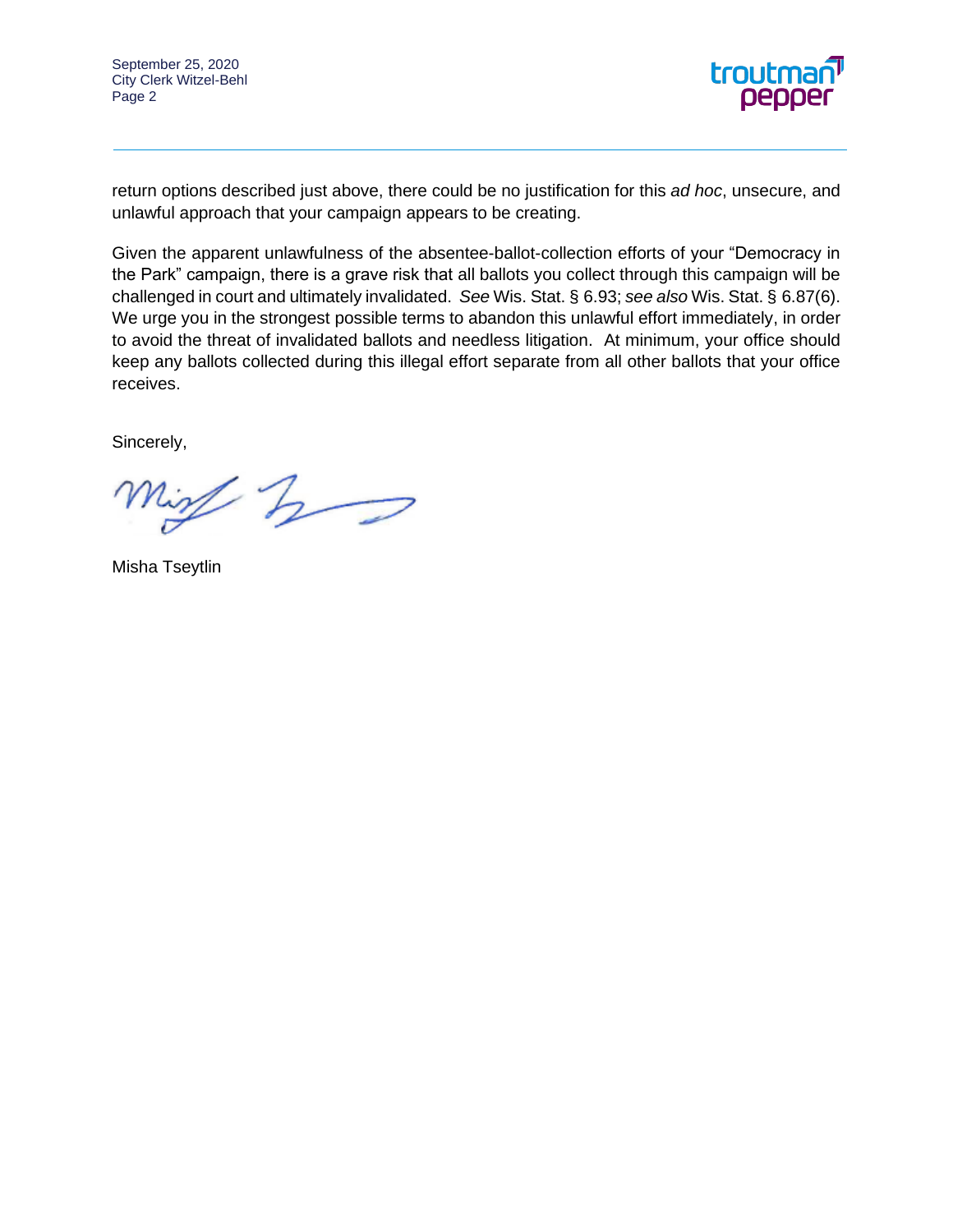return options described just above, there could be no justification for this *ad hoc*, unsecure, and unlawful approach that your campaign appears to be creating.

Given the apparent unlawfulness of the absentee-ballot-collection efforts of your "Democracy in the Park" campaign, there is a grave risk that all ballots you collect through this campaign will be challenged in court and ultimately invalidated. *See* Wis. Stat. § 6.93; *see also* Wis. Stat. § 6.87(6). We urge you in the strongest possible terms to abandon this unlawful effort immediately, in order to avoid the threat of invalidated ballots and needless litigation. At minimum, your office should keep any ballots collected during this illegal effort separate from all other ballots that your office receives.

Sincerely,

Misha Tseytlin